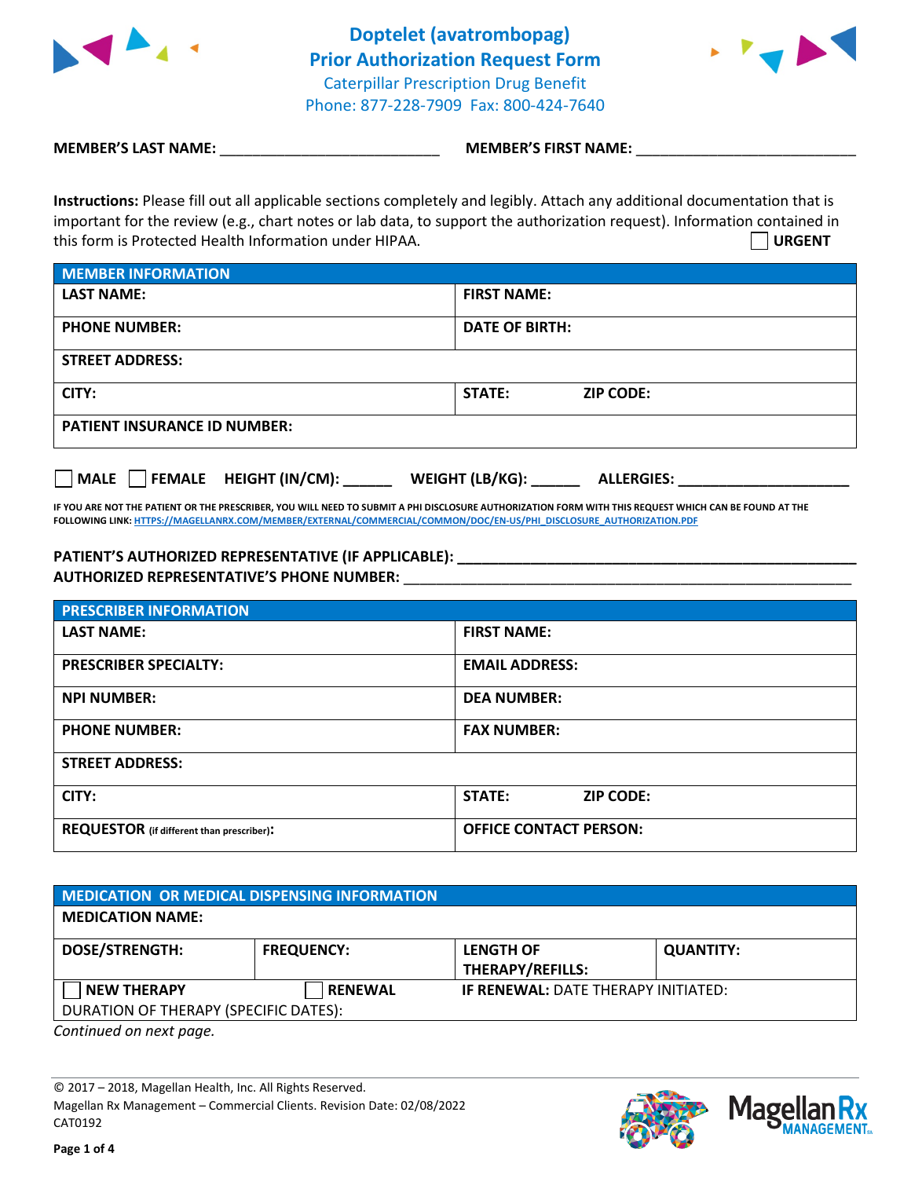# Doptelet (avatrombopag) Prior Authorization Request Form

Caterpillar Prescription Drug Benefit
Phone: 877-228-7909 Fax: 800-424-7640

**MEMBER'S LAST NAME:** ___________________________ **MEMBER'S FIRST NAME:** ___________________________

**Instructions:** Please fill out all applicable sections completely and legibly. Attach any additional documentation that is important for the review (e.g., chart notes or lab data, to support the authorization request). Information contained in this form is Protected Health Information under HIPAA.

☐ **URGENT**

| MEMBER INFORMATION | |
|---|---|
| **LAST NAME:** | **FIRST NAME:** |
| **PHONE NUMBER:** | **DATE OF BIRTH:** |
| **STREET ADDRESS:** | |
| **CITY:** | **STATE:** **ZIP CODE:** |
| **PATIENT INSURANCE ID NUMBER:** | |

☐ **MALE** ☐ **FEMALE** **HEIGHT (IN/CM):** ______ **WEIGHT (LB/KG):** ______ **ALLERGIES:** _____________________

**IF YOU ARE NOT THE PATIENT OR THE PRESCRIBER, YOU WILL NEED TO SUBMIT A PHI DISCLOSURE AUTHORIZATION FORM WITH THIS REQUEST WHICH CAN BE FOUND AT THE FOLLOWING LINK: HTTPS://MAGELLANRX.COM/MEMBER/EXTERNAL/COMMERCIAL/COMMON/DOC/EN-US/PHI_DISCLOSURE_AUTHORIZATION.PDF**

**PATIENT'S AUTHORIZED REPRESENTATIVE (IF APPLICABLE):** ___________________________________________
**AUTHORIZED REPRESENTATIVE'S PHONE NUMBER:** ___________________________________________

| PRESCRIBER INFORMATION | |
|---|---|
| **LAST NAME:** | **FIRST NAME:** |
| **PRESCRIBER SPECIALTY:** | **EMAIL ADDRESS:** |
| **NPI NUMBER:** | **DEA NUMBER:** |
| **PHONE NUMBER:** | **FAX NUMBER:** |
| **STREET ADDRESS:** | |
| **CITY:** | **STATE:** **ZIP CODE:** |
| **REQUESTOR** (if different than prescriber)**:** | **OFFICE CONTACT PERSON:** |

| MEDICATION OR MEDICAL DISPENSING INFORMATION | | | |
|---|---|---|---|
| **MEDICATION NAME:** | | | |
| **DOSE/STRENGTH:** | **FREQUENCY:** | **LENGTH OF THERAPY/REFILLS:** | **QUANTITY:** |
| ☐ **NEW THERAPY** | ☐ **RENEWAL** | **IF RENEWAL:** DATE THERAPY INITIATED: | |
| DURATION OF THERAPY (SPECIFIC DATES): | | | |

*Continued on next page.*

© 2017 – 2018, Magellan Health, Inc. All Rights Reserved.
Magellan Rx Management – Commercial Clients. Revision Date: 02/08/2022
CAT0192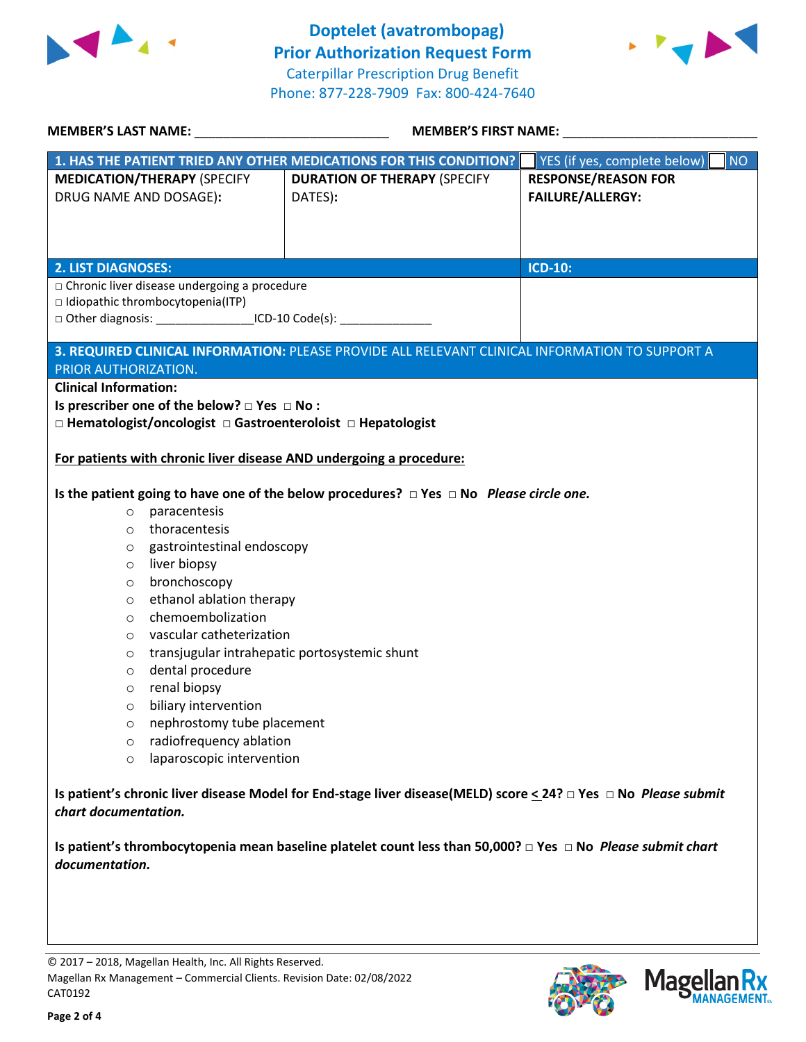# Doptelet (avatrombopag)
# Prior Authorization Request Form

Caterpillar Prescription Drug Benefit
Phone: 877-228-7909 Fax: 800-424-7640

**MEMBER'S LAST NAME:** ___________________________ **MEMBER'S FIRST NAME:** ___________________________

| **1. HAS THE PATIENT TRIED ANY OTHER MEDICATIONS FOR THIS CONDITION?** | | ☐ YES (if yes, complete below) ☐ NO |
|---|---|---|
| **MEDICATION/THERAPY** (SPECIFY DRUG NAME AND DOSAGE)**:** | **DURATION OF THERAPY** (SPECIFY DATES)**:** | **RESPONSE/REASON FOR FAILURE/ALLERGY:** |
| | | |

| **2. LIST DIAGNOSES:** | **ICD-10:** |
|---|---|
| □ Chronic liver disease undergoing a procedure<br>□ Idiopathic thrombocytopenia(ITP)<br>□ Other diagnosis: _______________ICD-10 Code(s): ______________ | |

**3. REQUIRED CLINICAL INFORMATION:** PLEASE PROVIDE ALL RELEVANT CLINICAL INFORMATION TO SUPPORT A PRIOR AUTHORIZATION.

**Clinical Information:**

**Is prescriber one of the below? □ Yes □ No :**

**□ Hematologist/oncologist □ Gastroenteroloist □ Hepatologist**

**For patients with chronic liver disease AND undergoing a procedure:**

**Is the patient going to have one of the below procedures? □ Yes □ No** ***Please circle one.***

- paracentesis
- thoracentesis
- gastrointestinal endoscopy
- liver biopsy
- bronchoscopy
- ethanol ablation therapy
- chemoembolization
- vascular catheterization
- transjugular intrahepatic portosystemic shunt
- dental procedure
- renal biopsy
- biliary intervention
- nephrostomy tube placement
- radiofrequency ablation
- laparoscopic intervention

**Is patient's chronic liver disease Model for End-stage liver disease(MELD) score ≤ 24? □ Yes □ No** ***Please submit chart documentation.***

**Is patient's thrombocytopenia mean baseline platelet count less than 50,000? □ Yes □ No** ***Please submit chart documentation.***

© 2017 – 2018, Magellan Health, Inc. All Rights Reserved.
Magellan Rx Management – Commercial Clients. Revision Date: 02/08/2022
CAT0192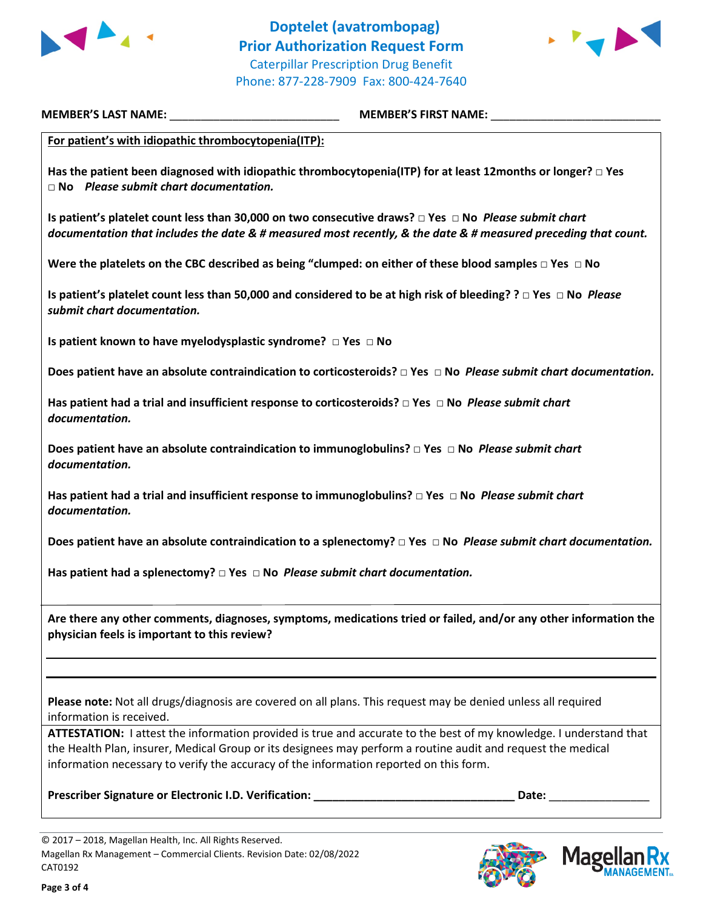# Doptelet (avatrombopag) Prior Authorization Request Form

Caterpillar Prescription Drug Benefit
Phone: 877-228-7909 Fax: 800-424-7640

**MEMBER'S LAST NAME:** ___________________________ **MEMBER'S FIRST NAME:** ___________________________

**For patient's with idiopathic thrombocytopenia(ITP):**

**Has the patient been diagnosed with idiopathic thrombocytopenia(ITP) for at least 12months or longer? □ Yes □ No** ***Please submit chart documentation.***

**Is patient's platelet count less than 30,000 on two consecutive draws? □ Yes □ No** ***Please submit chart documentation that includes the date & # measured most recently, & the date & # measured preceding that count.***

**Were the platelets on the CBC described as being "clumped: on either of these blood samples □ Yes □ No**

**Is patient's platelet count less than 50,000 and considered to be at high risk of bleeding? ? □ Yes □ No** ***Please submit chart documentation.***

**Is patient known to have myelodysplastic syndrome? □ Yes □ No**

**Does patient have an absolute contraindication to corticosteroids? □ Yes □ No** ***Please submit chart documentation.***

**Has patient had a trial and insufficient response to corticosteroids? □ Yes □ No** ***Please submit chart documentation.***

**Does patient have an absolute contraindication to immunoglobulins? □ Yes □ No** ***Please submit chart documentation.***

**Has patient had a trial and insufficient response to immunoglobulins? □ Yes □ No** ***Please submit chart documentation.***

**Does patient have an absolute contraindication to a splenectomy? □ Yes □ No** ***Please submit chart documentation.***

**Has patient had a splenectomy? □ Yes □ No** ***Please submit chart documentation.***

**Are there any other comments, diagnoses, symptoms, medications tried or failed, and/or any other information the physician feels is important to this review?**

___________________________________________________________________________

___________________________________________________________________________

**Please note:** Not all drugs/diagnosis are covered on all plans. This request may be denied unless all required information is received.

**ATTESTATION:** I attest the information provided is true and accurate to the best of my knowledge. I understand that the Health Plan, insurer, Medical Group or its designees may perform a routine audit and request the medical information necessary to verify the accuracy of the information reported on this form.

**Prescriber Signature or Electronic I.D. Verification: ________________________________ Date:** ________________

© 2017 – 2018, Magellan Health, Inc. All Rights Reserved.
Magellan Rx Management – Commercial Clients. Revision Date: 02/08/2022
CAT0192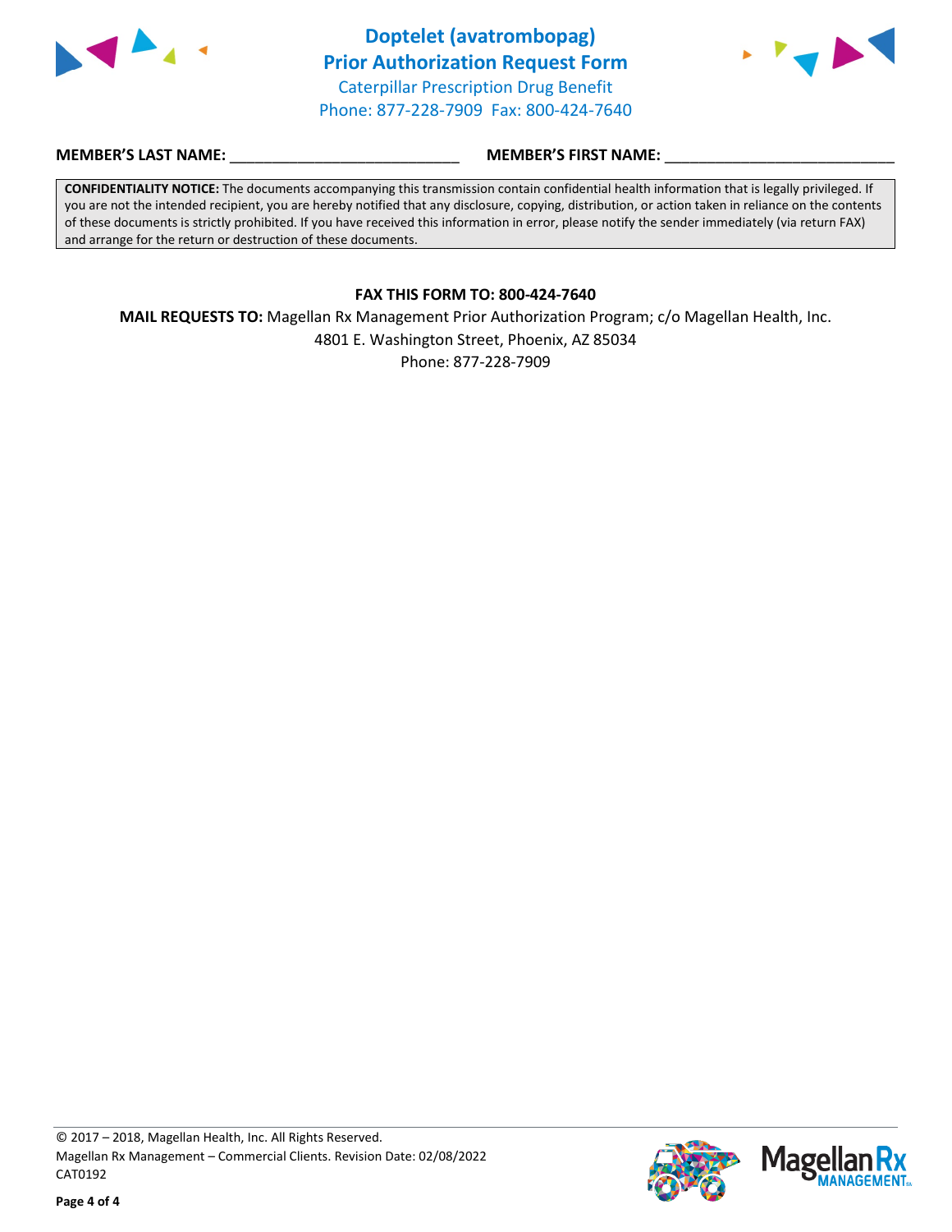MEMBER'S LAST NAME: ___________________________ MEMBER'S FIRST NAME: ___________________________

**CONFIDENTIALITY NOTICE:** The documents accompanying this transmission contain confidential health information that is legally privileged. If you are not the intended recipient, you are hereby notified that any disclosure, copying, distribution, or action taken in reliance on the contents of these documents is strictly prohibited. If you have received this information in error, please notify the sender immediately (via return FAX) and arrange for the return or destruction of these documents.

**FAX THIS FORM TO: 800-424-7640**

**MAIL REQUESTS TO:** Magellan Rx Management Prior Authorization Program; c/o Magellan Health, Inc.
4801 E. Washington Street, Phoenix, AZ 85034
Phone: 877-228-7909